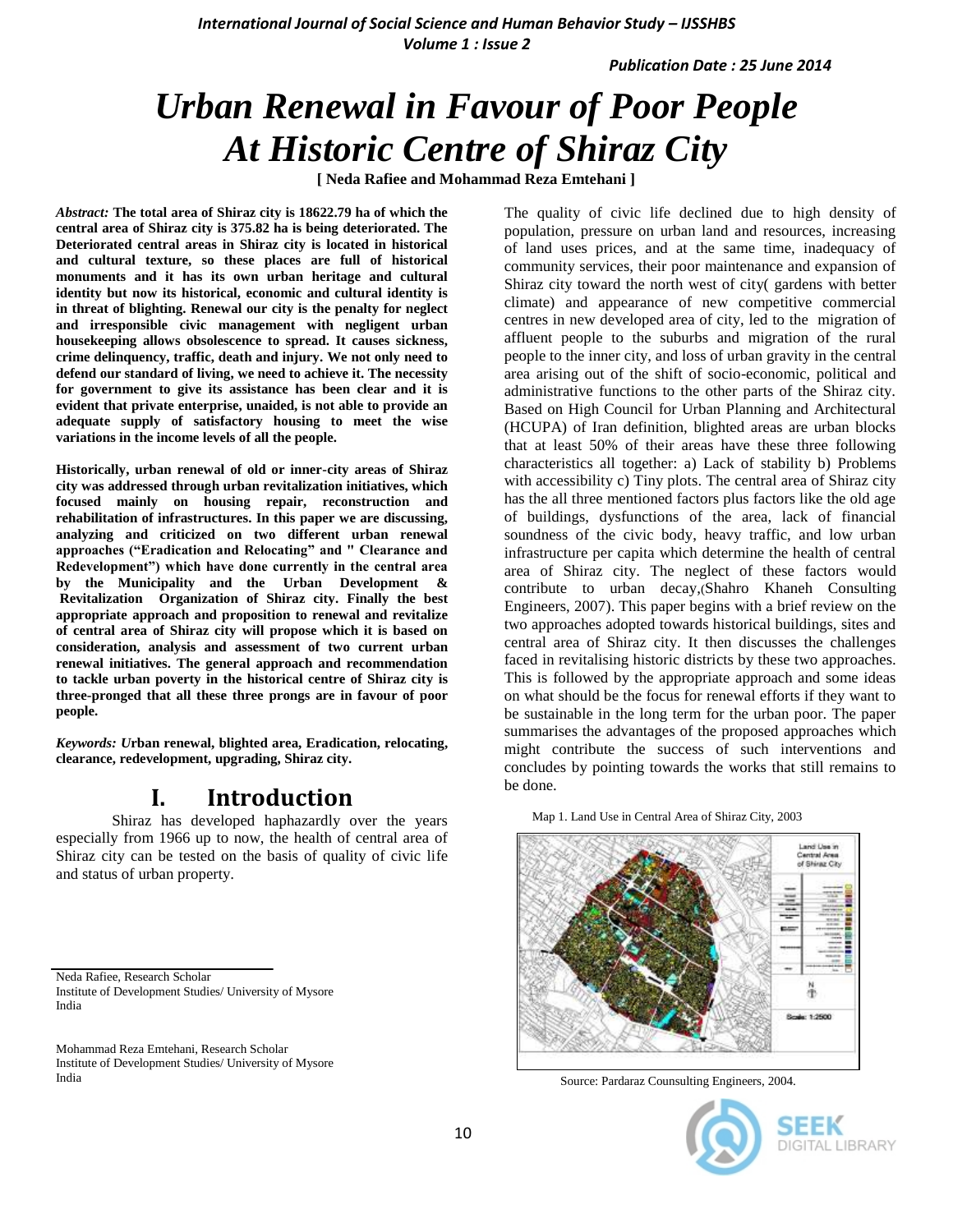# Urban Renewal in Favour of Poor People At Historic Centre of Shiraz City

**[ Neda Rafiee and Mohammad Reza Emtehani ]**

***Abstract:*** **The total area of Shiraz city is 18622.79 ha of which the central area of Shiraz city is 375.82 ha is being deteriorated. The Deteriorated central areas in Shiraz city is located in historical and cultural texture, so these places are full of historical monuments and it has its own urban heritage and cultural identity but now its historical, economic and cultural identity is in threat of blighting. Renewal our city is the penalty for neglect and irresponsible civic management with negligent urban housekeeping allows obsolescence to spread. It causes sickness, crime delinquency, traffic, death and injury. We not only need to defend our standard of living, we need to achieve it. The necessity for government to give its assistance has been clear and it is evident that private enterprise, unaided, is not able to provide an adequate supply of satisfactory housing to meet the wise variations in the income levels of all the people.**

**Historically, urban renewal of old or inner-city areas of Shiraz city was addressed through urban revitalization initiatives, which focused mainly on housing repair, reconstruction and rehabilitation of infrastructures. In this paper we are discussing, analyzing and criticized on two different urban renewal approaches ("Eradication and Relocating" and " Clearance and Redevelopment") which have done currently in the central area by the Municipality and the Urban Development & Revitalization Organization of Shiraz city. Finally the best appropriate approach and proposition to renewal and revitalize of central area of Shiraz city will propose which it is based on consideration, analysis and assessment of two current urban renewal initiatives. The general approach and recommendation to tackle urban poverty in the historical centre of Shiraz city is three-pronged that all these three prongs are in favour of poor people.**

***Keywords:*** **Urban renewal, blighted area, Eradication, relocating, clearance, redevelopment, upgrading, Shiraz city.**

## I. Introduction

Shiraz has developed haphazardly over the years especially from 1966 up to now, the health of central area of Shiraz city can be tested on the basis of quality of civic life and status of urban property.

The quality of civic life declined due to high density of population, pressure on urban land and resources, increasing of land uses prices, and at the same time, inadequacy of community services, their poor maintenance and expansion of Shiraz city toward the north west of city( gardens with better climate) and appearance of new competitive commercial centres in new developed area of city, led to the migration of affluent people to the suburbs and migration of the rural people to the inner city, and loss of urban gravity in the central area arising out of the shift of socio-economic, political and administrative functions to the other parts of the Shiraz city. Based on High Council for Urban Planning and Architectural (HCUPA) of Iran definition, blighted areas are urban blocks that at least 50% of their areas have these three following characteristics all together: a) Lack of stability b) Problems with accessibility c) Tiny plots. The central area of Shiraz city has the all three mentioned factors plus factors like the old age of buildings, dysfunctions of the area, lack of financial soundness of the civic body, heavy traffic, and low urban infrastructure per capita which determine the health of central area of Shiraz city. The neglect of these factors would contribute to urban decay,(Shahro Khaneh Consulting Engineers, 2007). This paper begins with a brief review on the two approaches adopted towards historical buildings, sites and central area of Shiraz city. It then discusses the challenges faced in revitalising historic districts by these two approaches. This is followed by the appropriate approach and some ideas on what should be the focus for renewal efforts if they want to be sustainable in the long term for the urban poor. The paper summarises the advantages of the proposed approaches which might contribute the success of such interventions and concludes by pointing towards the works that still remains to be done.

Map 1. Land Use in Central Area of Shiraz City, 2003

Source: Pardaraz Counsulting Engineers, 2004.

---

Neda Rafiee, Research Scholar
Institute of Development Studies/ University of Mysore
India

Mohammad Reza Emtehani, Research Scholar
Institute of Development Studies/ University of Mysore
India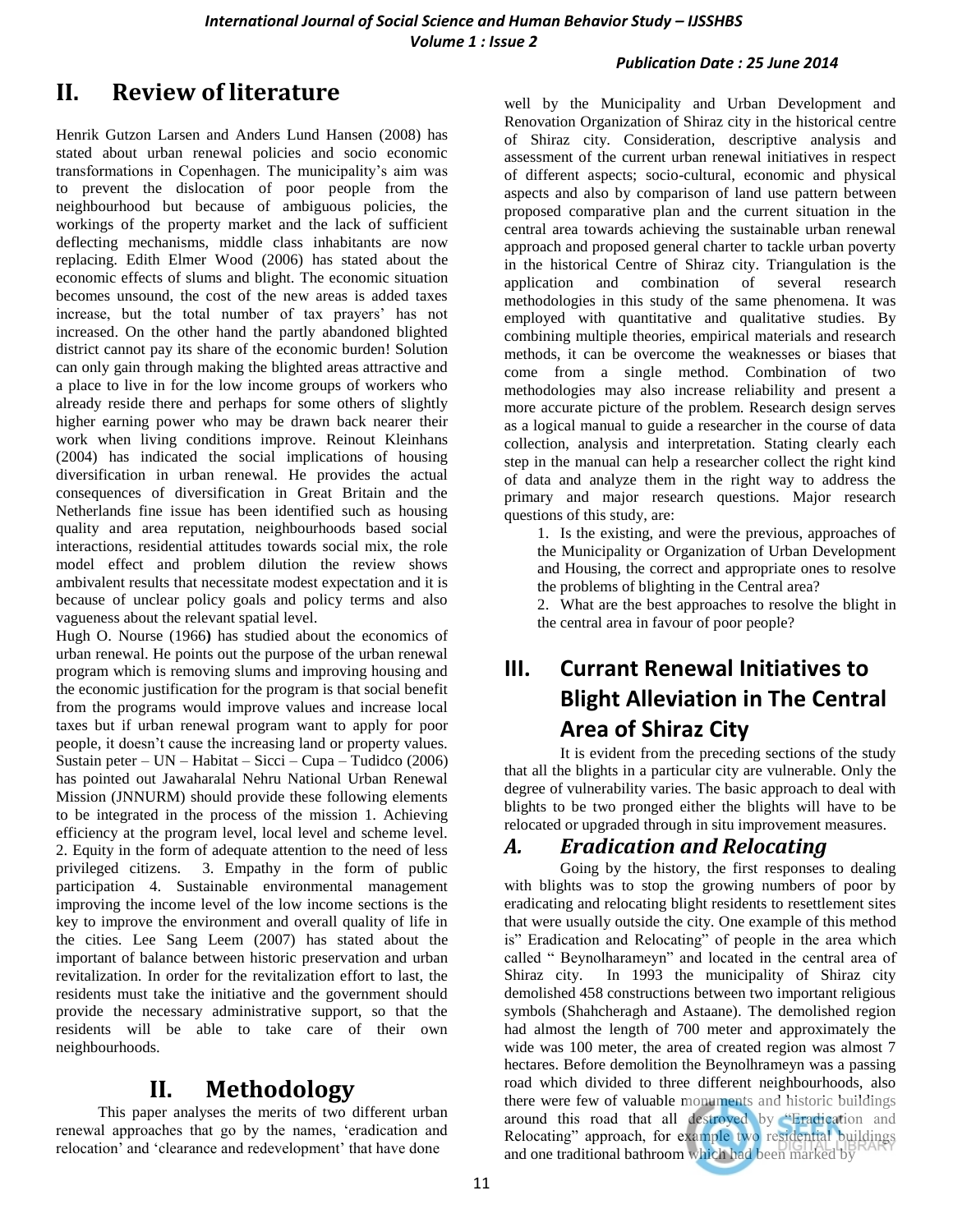## II. Review of literature

Henrik Gutzon Larsen and Anders Lund Hansen (2008) has stated about urban renewal policies and socio economic transformations in Copenhagen. The municipality's aim was to prevent the dislocation of poor people from the neighbourhood but because of ambiguous policies, the workings of the property market and the lack of sufficient deflecting mechanisms, middle class inhabitants are now replacing. Edith Elmer Wood (2006) has stated about the economic effects of slums and blight. The economic situation becomes unsound, the cost of the new areas is added taxes increase, but the total number of tax prayers' has not increased. On the other hand the partly abandoned blighted district cannot pay its share of the economic burden! Solution can only gain through making the blighted areas attractive and a place to live in for the low income groups of workers who already reside there and perhaps for some others of slightly higher earning power who may be drawn back nearer their work when living conditions improve. Reinout Kleinhans (2004) has indicated the social implications of housing diversification in urban renewal. He provides the actual consequences of diversification in Great Britain and the Netherlands fine issue has been identified such as housing quality and area reputation, neighbourhoods based social interactions, residential attitudes towards social mix, the role model effect and problem dilution the review shows ambivalent results that necessitate modest expectation and it is because of unclear policy goals and policy terms and also vagueness about the relevant spatial level.

Hugh O. Nourse (1966**)** has studied about the economics of urban renewal. He points out the purpose of the urban renewal program which is removing slums and improving housing and the economic justification for the program is that social benefit from the programs would improve values and increase local taxes but if urban renewal program want to apply for poor people, it doesn't cause the increasing land or property values. Sustain peter – UN – Habitat – Sicci – Cupa – Tudidco (2006) has pointed out Jawaharalal Nehru National Urban Renewal Mission (JNNURM) should provide these following elements to be integrated in the process of the mission 1. Achieving efficiency at the program level, local level and scheme level. 2. Equity in the form of adequate attention to the need of less privileged citizens. 3. Empathy in the form of public participation 4. Sustainable environmental management improving the income level of the low income sections is the key to improve the environment and overall quality of life in the cities. Lee Sang Leem (2007) has stated about the important of balance between historic preservation and urban revitalization. In order for the revitalization effort to last, the residents must take the initiative and the government should provide the necessary administrative support, so that the residents will be able to take care of their own neighbourhoods.

## II. Methodology

This paper analyses the merits of two different urban renewal approaches that go by the names, 'eradication and relocation' and 'clearance and redevelopment' that have done well by the Municipality and Urban Development and Renovation Organization of Shiraz city in the historical centre of Shiraz city. Consideration, descriptive analysis and assessment of the current urban renewal initiatives in respect of different aspects; socio-cultural, economic and physical aspects and also by comparison of land use pattern between proposed comparative plan and the current situation in the central area towards achieving the sustainable urban renewal approach and proposed general charter to tackle urban poverty in the historical Centre of Shiraz city. Triangulation is the application and combination of several research methodologies in this study of the same phenomena. It was employed with quantitative and qualitative studies. By combining multiple theories, empirical materials and research methods, it can be overcome the weaknesses or biases that come from a single method. Combination of two methodologies may also increase reliability and present a more accurate picture of the problem. Research design serves as a logical manual to guide a researcher in the course of data collection, analysis and interpretation. Stating clearly each step in the manual can help a researcher collect the right kind of data and analyze them in the right way to address the primary and major research questions. Major research questions of this study, are:

1. Is the existing, and were the previous, approaches of the Municipality or Organization of Urban Development and Housing, the correct and appropriate ones to resolve the problems of blighting in the Central area?
2. What are the best approaches to resolve the blight in the central area in favour of poor people?

## III. Currant Renewal Initiatives to Blight Alleviation in The Central Area of Shiraz City

It is evident from the preceding sections of the study that all the blights in a particular city are vulnerable. Only the degree of vulnerability varies. The basic approach to deal with blights to be two pronged either the blights will have to be relocated or upgraded through in situ improvement measures.

### *A. Eradication and Relocating*

Going by the history, the first responses to dealing with blights was to stop the growing numbers of poor by eradicating and relocating blight residents to resettlement sites that were usually outside the city. One example of this method is" Eradication and Relocating" of people in the area which called " Beynolharameyn" and located in the central area of Shiraz city. In 1993 the municipality of Shiraz city demolished 458 constructions between two important religious symbols (Shahcheragh and Astaane). The demolished region had almost the length of 700 meter and approximately the wide was 100 meter, the area of created region was almost 7 hectares. Before demolition the Beynolhrameyn was a passing road which divided to three different neighbourhoods, also there were few of valuable monuments and historic buildings around this road that all destroyed by "Eradication and Relocating" approach, for example two residential buildings and one traditional bathroom which had been marked by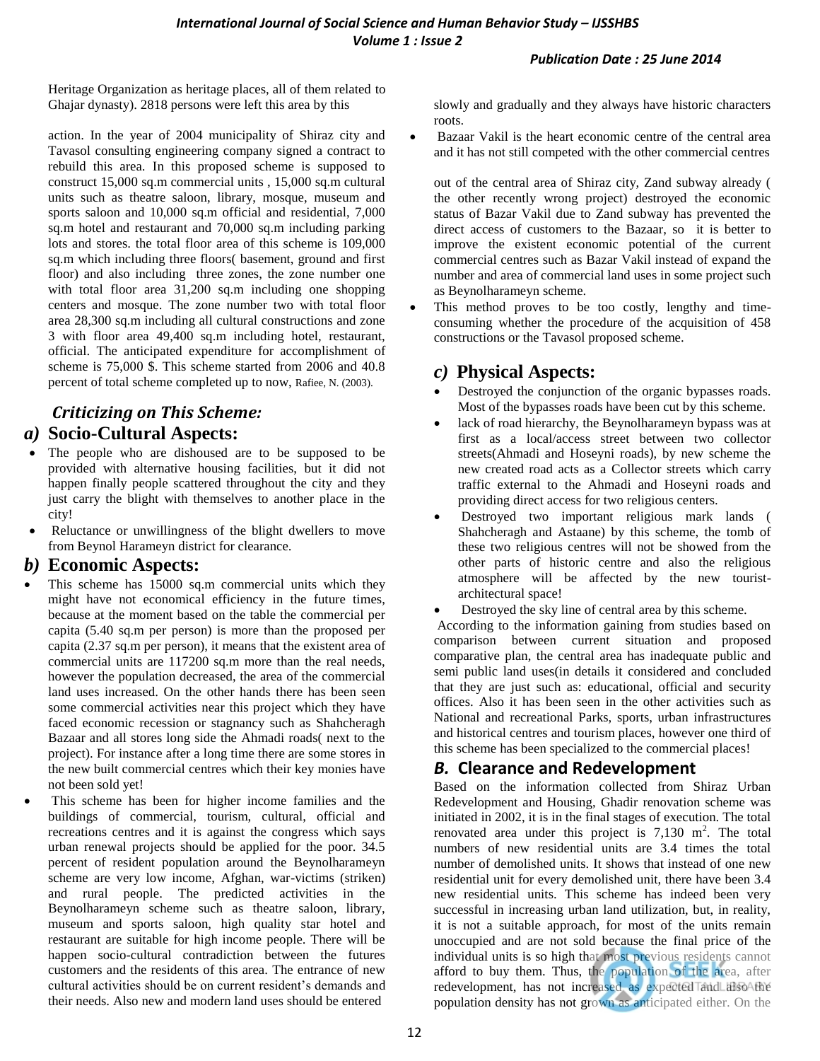Heritage Organization as heritage places, all of them related to Ghajar dynasty). 2818 persons were left this area by this

action. In the year of 2004 municipality of Shiraz city and Tavasol consulting engineering company signed a contract to rebuild this area. In this proposed scheme is supposed to construct 15,000 sq.m commercial units , 15,000 sq.m cultural units such as theatre saloon, library, mosque, museum and sports saloon and 10,000 sq.m official and residential, 7,000 sq.m hotel and restaurant and 70,000 sq.m including parking lots and stores. the total floor area of this scheme is 109,000 sq.m which including three floors( basement, ground and first floor) and also including three zones, the zone number one with total floor area 31,200 sq.m including one shopping centers and mosque. The zone number two with total floor area 28,300 sq.m including all cultural constructions and zone 3 with floor area 49,400 sq.m including hotel, restaurant, official. The anticipated expenditure for accomplishment of scheme is 75,000 $. This scheme started from 2006 and 40.8 percent of total scheme completed up to now, Rafiee, N. (2003).

### *Criticizing on This Scheme:*

#### *a)* Socio-Cultural Aspects:

- The people who are dishoused are to be supposed to be provided with alternative housing facilities, but it did not happen finally people scattered throughout the city and they just carry the blight with themselves to another place in the city!
- Reluctance or unwillingness of the blight dwellers to move from Beynol Harameyn district for clearance.

#### *b)* Economic Aspects:

- This scheme has 15000 sq.m commercial units which they might have not economical efficiency in the future times, because at the moment based on the table the commercial per capita (5.40 sq.m per person) is more than the proposed per capita (2.37 sq.m per person), it means that the existent area of commercial units are 117200 sq.m more than the real needs, however the population decreased, the area of the commercial land uses increased. On the other hands there has been seen some commercial activities near this project which they have faced economic recession or stagnancy such as Shahcheragh Bazaar and all stores long side the Ahmadi roads( next to the project). For instance after a long time there are some stores in the new built commercial centres which their key monies have not been sold yet!
- This scheme has been for higher income families and the buildings of commercial, tourism, cultural, official and recreations centres and it is against the congress which says urban renewal projects should be applied for the poor. 34.5 percent of resident population around the Beynolharameyn scheme are very low income, Afghan, war-victims (striken) and rural people. The predicted activities in the Beynolharameyn scheme such as theatre saloon, library, museum and sports saloon, high quality star hotel and restaurant are suitable for high income people. There will be happen socio-cultural contradiction between the futures customers and the residents of this area. The entrance of new cultural activities should be on current resident's demands and their needs. Also new and modern land uses should be entered slowly and gradually and they always have historic characters roots.
- Bazaar Vakil is the heart economic centre of the central area and it has not still competed with the other commercial centres out of the central area of Shiraz city, Zand subway already ( the other recently wrong project) destroyed the economic status of Bazar Vakil due to Zand subway has prevented the direct access of customers to the Bazaar, so it is better to improve the existent economic potential of the current commercial centres such as Bazar Vakil instead of expand the number and area of commercial land uses in some project such as Beynolharameyn scheme.
- This method proves to be too costly, lengthy and time-consuming whether the procedure of the acquisition of 458 constructions or the Tavasol proposed scheme.

#### *c)* Physical Aspects:

- Destroyed the conjunction of the organic bypasses roads. Most of the bypasses roads have been cut by this scheme.
- lack of road hierarchy, the Beynolharameyn bypass was at first as a local/access street between two collector streets(Ahmadi and Hoseyni roads), by new scheme the new created road acts as a Collector streets which carry traffic external to the Ahmadi and Hoseyni roads and providing direct access for two religious centers.
- Destroyed two important religious mark lands ( Shahcheragh and Astaane) by this scheme, the tomb of these two religious centres will not be showed from the other parts of historic centre and also the religious atmosphere will be affected by the new tourist-architectural space!
- Destroyed the sky line of central area by this scheme.

According to the information gaining from studies based on comparison between current situation and proposed comparative plan, the central area has inadequate public and semi public land uses(in details it considered and concluded that they are just such as: educational, official and security offices. Also it has been seen in the other activities such as National and recreational Parks, sports, urban infrastructures and historical centres and tourism places, however one third of this scheme has been specialized to the commercial places!

### *B.* Clearance and Redevelopment

Based on the information collected from Shiraz Urban Redevelopment and Housing, Ghadir renovation scheme was initiated in 2002, it is in the final stages of execution. The total renovated area under this project is 7,130 $m^2$. The total numbers of new residential units are 3.4 times the total number of demolished units. It shows that instead of one new residential unit for every demolished unit, there have been 3.4 new residential units. This scheme has indeed been very successful in increasing urban land utilization, but, in reality, it is not a suitable approach, for most of the units remain unoccupied and are not sold because the final price of the individual units is so high that most previous residents cannot afford to buy them. Thus, the population of the area, after redevelopment, has not increased as expected and also the population density has not grown as anticipated either. On the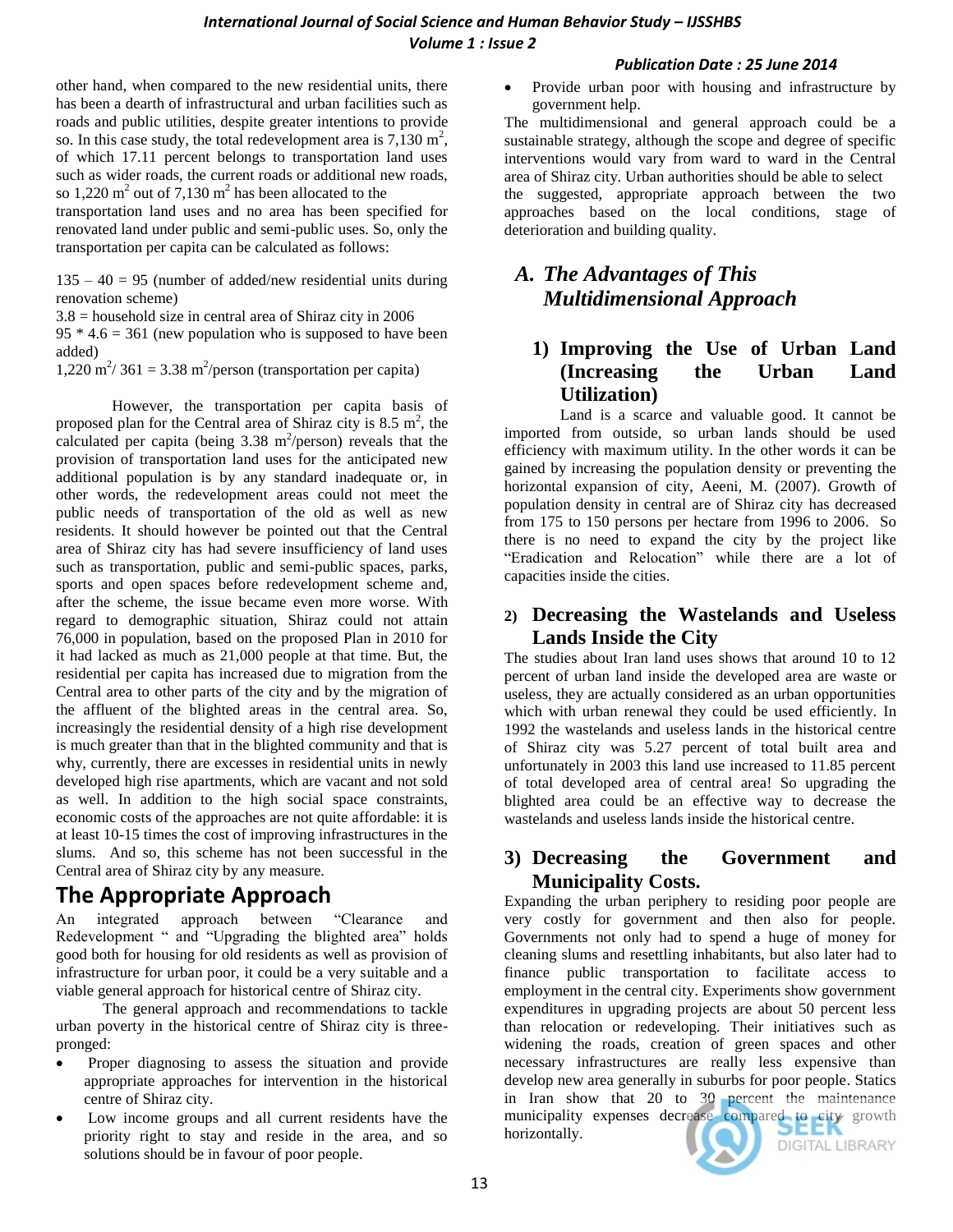other hand, when compared to the new residential units, there has been a dearth of infrastructural and urban facilities such as roads and public utilities, despite greater intentions to provide so. In this case study, the total redevelopment area is 7,130 $m^2$, of which 17.11 percent belongs to transportation land uses such as wider roads, the current roads or additional new roads, so 1,220 $m^2$ out of 7,130 $m^2$ has been allocated to the transportation land uses and no area has been specified for renovated land under public and semi-public uses. So, only the transportation per capita can be calculated as follows:

135 – 40 = 95 (number of added/new residential units during renovation scheme)
3.8 = household size in central area of Shiraz city in 2006
95 * 4.6 = 361 (new population who is supposed to have been added)
1,220 $m^2$/ 361 = 3.38 $m^2$/person (transportation per capita)

However, the transportation per capita basis of proposed plan for the Central area of Shiraz city is 8.5 $m^2$, the calculated per capita (being 3.38 $m^2$/person) reveals that the provision of transportation land uses for the anticipated new additional population is by any standard inadequate or, in other words, the redevelopment areas could not meet the public needs of transportation of the old as well as new residents. It should however be pointed out that the Central area of Shiraz city has had severe insufficiency of land uses such as transportation, public and semi-public spaces, parks, sports and open spaces before redevelopment scheme and, after the scheme, the issue became even more worse. With regard to demographic situation, Shiraz could not attain 76,000 in population, based on the proposed Plan in 2010 for it had lacked as much as 21,000 people at that time. But, the residential per capita has increased due to migration from the Central area to other parts of the city and by the migration of the affluent of the blighted areas in the central area. So, increasingly the residential density of a high rise development is much greater than that in the blighted community and that is why, currently, there are excesses in residential units in newly developed high rise apartments, which are vacant and not sold as well. In addition to the high social space constraints, economic costs of the approaches are not quite affordable: it is at least 10-15 times the cost of improving infrastructures in the slums. And so, this scheme has not been successful in the Central area of Shiraz city by any measure.

## The Appropriate Approach

An integrated approach between "Clearance and Redevelopment " and "Upgrading the blighted area" holds good both for housing for old residents as well as provision of infrastructure for urban poor, it could be a very suitable and a viable general approach for historical centre of Shiraz city.

The general approach and recommendations to tackle urban poverty in the historical centre of Shiraz city is three-pronged:

- Proper diagnosing to assess the situation and provide appropriate approaches for intervention in the historical centre of Shiraz city.
- Low income groups and all current residents have the priority right to stay and reside in the area, and so solutions should be in favour of poor people.
- Provide urban poor with housing and infrastructure by government help.

The multidimensional and general approach could be a sustainable strategy, although the scope and degree of specific interventions would vary from ward to ward in the Central area of Shiraz city. Urban authorities should be able to select the suggested, appropriate approach between the two approaches based on the local conditions, stage of deterioration and building quality.

### A. *The Advantages of This Multidimensional Approach*

#### 1) Improving the Use of Urban Land (Increasing the Urban Land Utilization)

Land is a scarce and valuable good. It cannot be imported from outside, so urban lands should be used efficiency with maximum utility. In the other words it can be gained by increasing the population density or preventing the horizontal expansion of city, Aeeni, M. (2007). Growth of population density in central are of Shiraz city has decreased from 175 to 150 persons per hectare from 1996 to 2006. So there is no need to expand the city by the project like "Eradication and Relocation" while there are a lot of capacities inside the cities.

#### 2) Decreasing the Wastelands and Useless Lands Inside the City

The studies about Iran land uses shows that around 10 to 12 percent of urban land inside the developed area are waste or useless, they are actually considered as an urban opportunities which with urban renewal they could be used efficiently. In 1992 the wastelands and useless lands in the historical centre of Shiraz city was 5.27 percent of total built area and unfortunately in 2003 this land use increased to 11.85 percent of total developed area of central area! So upgrading the blighted area could be an effective way to decrease the wastelands and useless lands inside the historical centre.

#### 3) Decreasing the Government and Municipality Costs.

Expanding the urban periphery to residing poor people are very costly for government and then also for people. Governments not only had to spend a huge of money for cleaning slums and resettling inhabitants, but also later had to finance public transportation to facilitate access to employment in the central city. Experiments show government expenditures in upgrading projects are about 50 percent less than relocation or redeveloping. Their initiatives such as widening the roads, creation of green spaces and other necessary infrastructures are really less expensive than develop new area generally in suburbs for poor people. Statics in Iran show that 20 to 30 percent the maintenance municipality expenses decrease compared to city growth horizontally.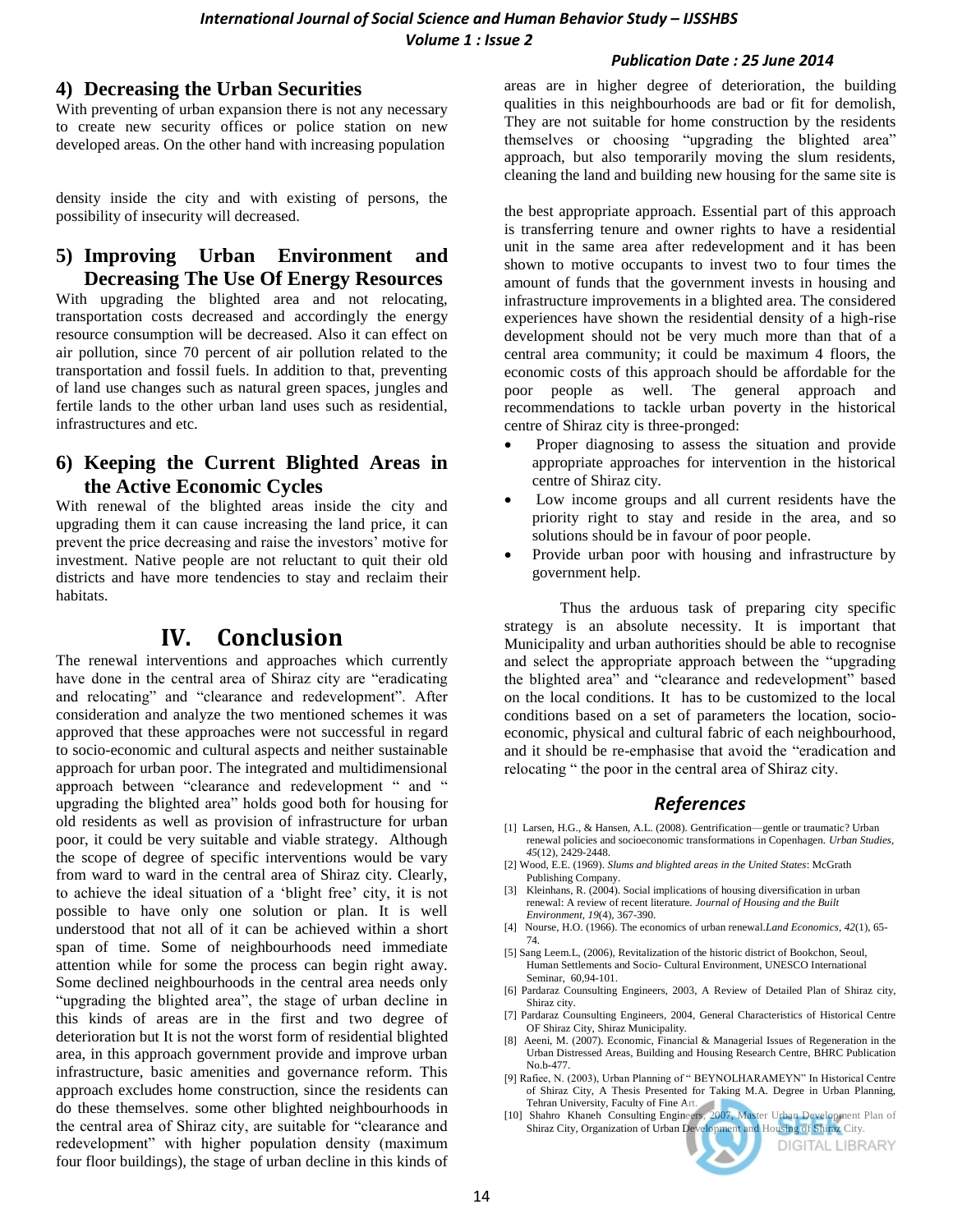## 4) Decreasing the Urban Securities

With preventing of urban expansion there is not any necessary to create new security offices or police station on new developed areas. On the other hand with increasing population density inside the city and with existing of persons, the possibility of insecurity will decreased.

## 5) Improving Urban Environment and Decreasing The Use Of Energy Resources

With upgrading the blighted area and not relocating, transportation costs decreased and accordingly the energy resource consumption will be decreased. Also it can effect on air pollution, since 70 percent of air pollution related to the transportation and fossil fuels. In addition to that, preventing of land use changes such as natural green spaces, jungles and fertile lands to the other urban land uses such as residential, infrastructures and etc.

## 6) Keeping the Current Blighted Areas in the Active Economic Cycles

With renewal of the blighted areas inside the city and upgrading them it can cause increasing the land price, it can prevent the price decreasing and raise the investors' motive for investment. Native people are not reluctant to quit their old districts and have more tendencies to stay and reclaim their habitats.

# IV. Conclusion

The renewal interventions and approaches which currently have done in the central area of Shiraz city are "eradicating and relocating" and "clearance and redevelopment". After consideration and analyze the two mentioned schemes it was approved that these approaches were not successful in regard to socio-economic and cultural aspects and neither sustainable approach for urban poor. The integrated and multidimensional approach between "clearance and redevelopment " and " upgrading the blighted area" holds good both for housing for old residents as well as provision of infrastructure for urban poor, it could be very suitable and viable strategy. Although the scope of degree of specific interventions would be vary from ward to ward in the central area of Shiraz city. Clearly, to achieve the ideal situation of a 'blight free' city, it is not possible to have only one solution or plan. It is well understood that not all of it can be achieved within a short span of time. Some of neighbourhoods need immediate attention while for some the process can begin right away. Some declined neighbourhoods in the central area needs only "upgrading the blighted area", the stage of urban decline in this kinds of areas are in the first and two degree of deterioration but It is not the worst form of residential blighted area, in this approach government provide and improve urban infrastructure, basic amenities and governance reform. This approach excludes home construction, since the residents can do these themselves. some other blighted neighbourhoods in the central area of Shiraz city, are suitable for "clearance and redevelopment" with higher population density (maximum four floor buildings), the stage of urban decline in this kinds of areas are in higher degree of deterioration, the building qualities in this neighbourhoods are bad or fit for demolish, They are not suitable for home construction by the residents themselves or choosing "upgrading the blighted area" approach, but also temporarily moving the slum residents, cleaning the land and building new housing for the same site is the best appropriate approach. Essential part of this approach is transferring tenure and owner rights to have a residential unit in the same area after redevelopment and it has been shown to motive occupants to invest two to four times the amount of funds that the government invests in housing and infrastructure improvements in a blighted area. The considered experiences have shown the residential density of a high-rise development should not be very much more than that of a central area community; it could be maximum 4 floors, the economic costs of this approach should be affordable for the poor people as well. The general approach and recommendations to tackle urban poverty in the historical centre of Shiraz city is three-pronged:

- Proper diagnosing to assess the situation and provide appropriate approaches for intervention in the historical centre of Shiraz city.
- Low income groups and all current residents have the priority right to stay and reside in the area, and so solutions should be in favour of poor people.
- Provide urban poor with housing and infrastructure by government help.

Thus the arduous task of preparing city specific strategy is an absolute necessity. It is important that Municipality and urban authorities should be able to recognise and select the appropriate approach between the "upgrading the blighted area" and "clearance and redevelopment" based on the local conditions. It has to be customized to the local conditions based on a set of parameters the location, socio-economic, physical and cultural fabric of each neighbourhood, and it should be re-emphasise that avoid the "eradication and relocating " the poor in the central area of Shiraz city.

## References

[1] Larsen, H.G., & Hansen, A.L. (2008). Gentrification—gentle or traumatic? Urban renewal policies and socioeconomic transformations in Copenhagen. *Urban Studies, 45*(12), 2429-2448.

[2] Wood, E.E. (1969). *Slums and blighted areas in the United States*: McGrath Publishing Company.

[3] Kleinhans, R. (2004). Social implications of housing diversification in urban renewal: A review of recent literature. *Journal of Housing and the Built Environment, 19*(4), 367-390.

[4] Nourse, H.O. (1966). The economics of urban renewal.*Land Economics, 42*(1), 65-74.

[5] Sang Leem.L, (2006), Revitalization of the historic district of Bookchon, Seoul, Human Settlements and Socio- Cultural Environment, UNESCO International Seminar, 60,94-101.

[6] Pardaraz Counsulting Engineers, 2003, A Review of Detailed Plan of Shiraz city, Shiraz city.

[7] Pardaraz Counsulting Engineers, 2004, General Characteristics of Historical Centre OF Shiraz City, Shiraz Municipality.

[8] Aeeni, M. (2007). Economic, Financial & Managerial Issues of Regeneration in the Urban Distressed Areas, Building and Housing Research Centre, BHRC Publication No.b-477.

[9] Rafiee, N. (2003), Urban Planning of " BEYNOLHARAMEYN" In Historical Centre of Shiraz City, A Thesis Presented for Taking M.A. Degree in Urban Planning, Tehran University, Faculty of Fine Art.

[10] Shahro Khaneh Consulting Engineers, 2007, Master Urban Development Plan of Shiraz City, Organization of Urban Development and Housing of Shiraz City.